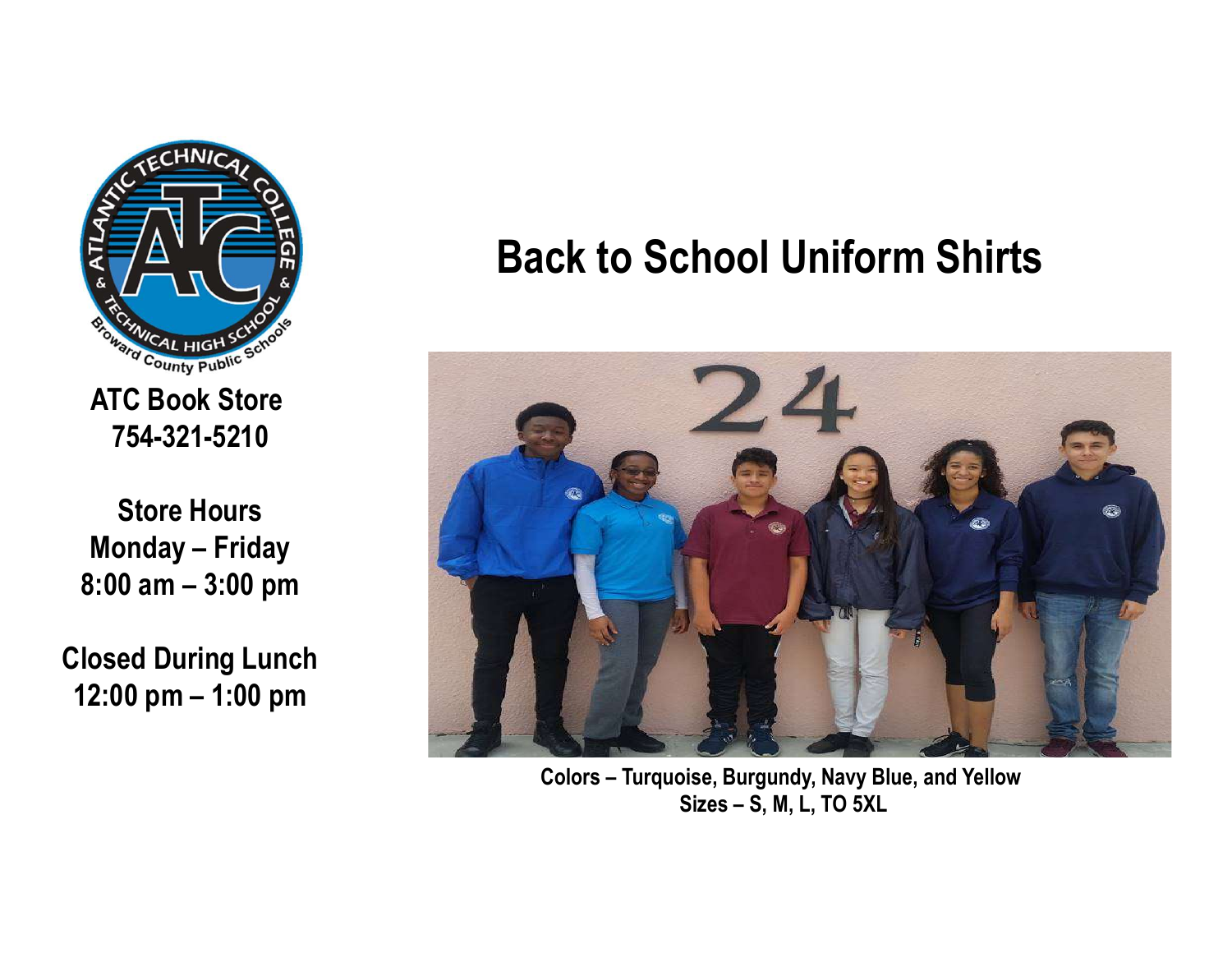ATC Book Store
754-321-5210

Store Hours
Monday – Friday
8:00 am – 3:00 pm

Closed During Lunch
12:00 pm – 1:00 pm

# Back to School Uniform Shirts

**Colors – Turquoise, Burgundy, Navy Blue, and Yellow**
**Sizes – S, M, L, TO 5XL**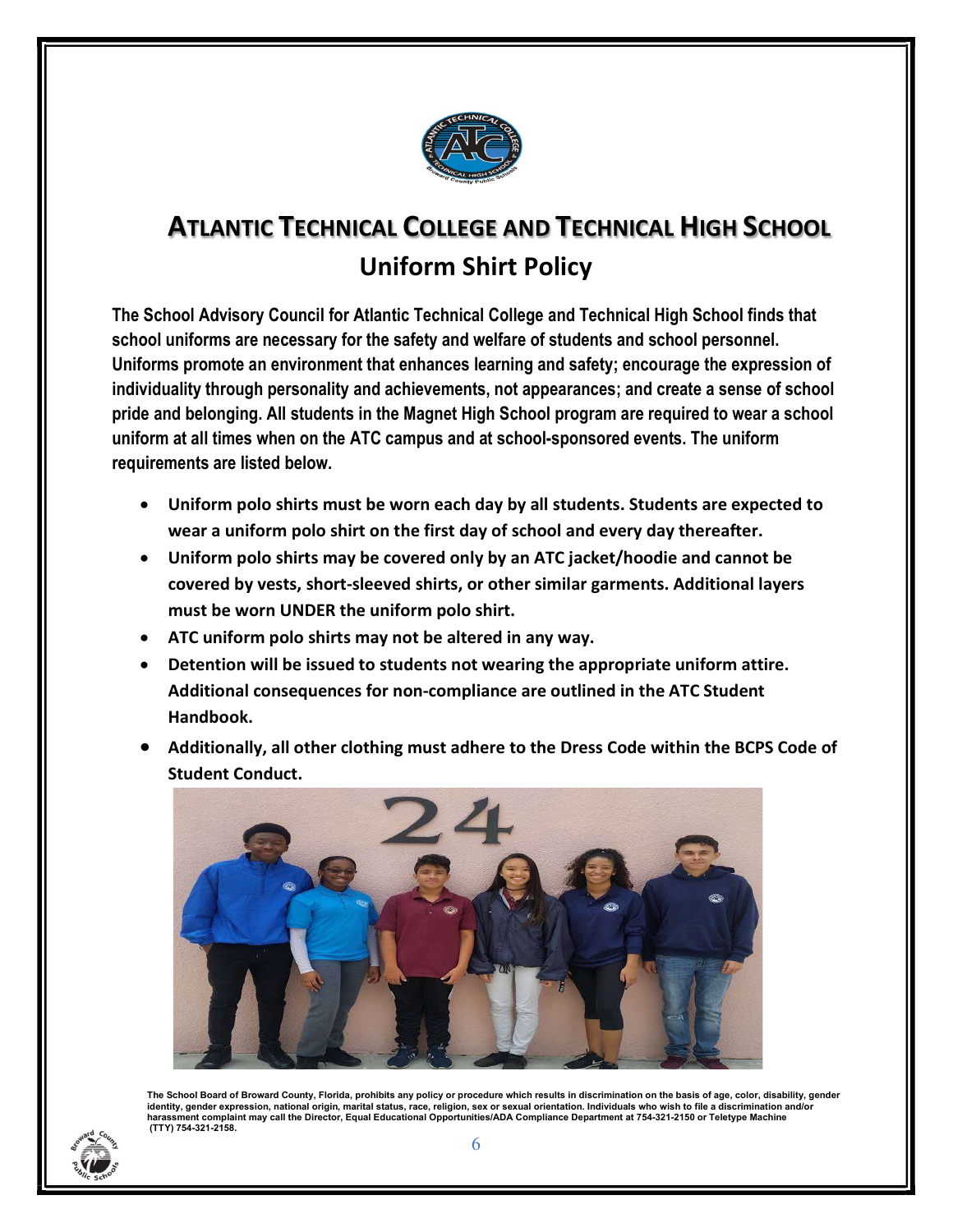# Atlantic Technical College and Technical High School

## Uniform Shirt Policy

**The School Advisory Council for Atlantic Technical College and Technical High School finds that school uniforms are necessary for the safety and welfare of students and school personnel. Uniforms promote an environment that enhances learning and safety; encourage the expression of individuality through personality and achievements, not appearances; and create a sense of school pride and belonging. All students in the Magnet High School program are required to wear a school uniform at all times when on the ATC campus and at school-sponsored events. The uniform requirements are listed below.**

- **Uniform polo shirts must be worn each day by all students. Students are expected to wear a uniform polo shirt on the first day of school and every day thereafter.**
- **Uniform polo shirts may be covered only by an ATC jacket/hoodie and cannot be covered by vests, short-sleeved shirts, or other similar garments. Additional layers must be worn UNDER the uniform polo shirt.**
- **ATC uniform polo shirts may not be altered in any way.**
- **Detention will be issued to students not wearing the appropriate uniform attire. Additional consequences for non-compliance are outlined in the ATC Student Handbook.**
- **Additionally, all other clothing must adhere to the Dress Code within the BCPS Code of Student Conduct.**

**The School Board of Broward County, Florida, prohibits any policy or procedure which results in discrimination on the basis of age, color, disability, gender identity, gender expression, national origin, marital status, race, religion, sex or sexual orientation. Individuals who wish to file a discrimination and/or harassment complaint may call the Director, Equal Educational Opportunities/ADA Compliance Department at 754-321-2150 or Teletype Machine (TTY) 754-321-2158.**